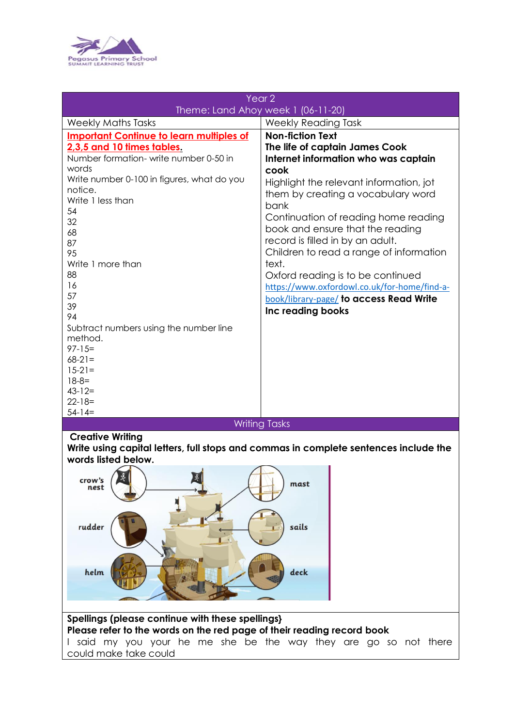| Year 2<br>Theme: Land Ahoy week 1 (06-11-20) | |
|---|---|
| Weekly Maths Tasks | Weekly Reading Task |
| **Important Continue to learn multiples of 2,3,5 and 10 times tables.**<br>Number formation- write number 0-50 in words<br>Write number 0-100 in figures, what do you notice.<br>Write 1 less than<br>54<br>32<br>68<br>87<br>95<br>Write 1 more than<br>88<br>16<br>57<br>39<br>94<br>Subtract numbers using the number line method.<br>97-15=<br>68-21=<br>15-21=<br>18-8=<br>43-12=<br>22-18=<br>54-14= | **Non-fiction Text**<br>**The life of captain James Cook**<br>**Internet information who was captain cook**<br>Highlight the relevant information, jot them by creating a vocabulary word bank<br>Continuation of reading home reading book and ensure that the reading record is filled in by an adult.<br>Children to read a range of information text.<br>Oxford reading is to be continued https://www.oxfordowl.co.uk/for-home/find-a-book/library-page/ **to access Read Write Inc reading books** |

## Writing Tasks

**Creative Writing**

**Write using capital letters, full stops and commas in complete sentences include the words listed below.**

crow's nest, mast, rudder, sails, helm, deck

**Spellings (please continue with these spellings}**

**Please refer to the words on the red page of their reading record book**

I said my you your he me she be the way they are go so not there could make take could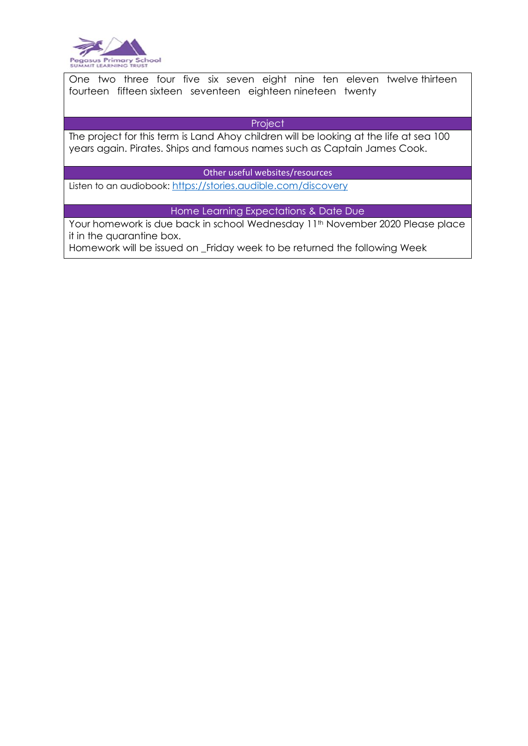Pegasus Primary School
SUMMIT LEARNING TRUST

One two three four five six seven eight nine ten eleven twelve thirteen fourteen fifteen sixteen seventeen eighteen nineteen twenty

## Project

The project for this term is Land Ahoy children will be looking at the life at sea 100 years again. Pirates. Ships and famous names such as Captain James Cook.

## Other useful websites/resources

Listen to an audiobook: https://stories.audible.com/discovery

## Home Learning Expectations & Date Due

Your homework is due back in school Wednesday 11th November 2020 Please place it in the quarantine box.
Homework will be issued on _Friday week to be returned the following Week